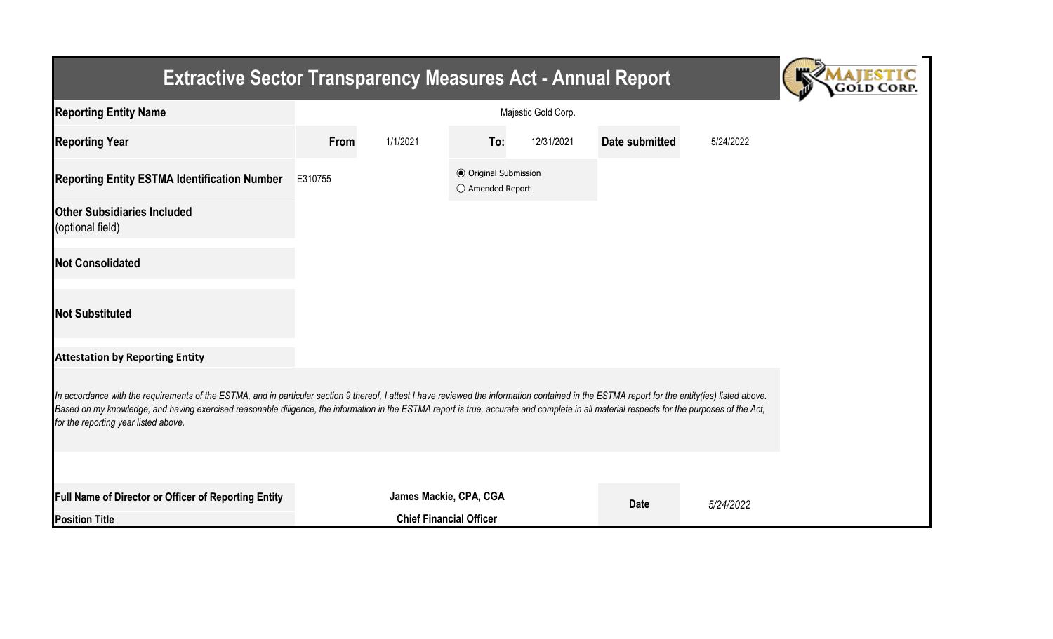# Extractive Sector Transparency Measures Act - Annual Report

| | | | | | | |
|---|---|---|---|---|---|---|
| **Reporting Entity Name** | Majestic Gold Corp. | | | | | |
| **Reporting Year** | **From** | 1/1/2021 | **To:** | 12/31/2021 | **Date submitted** | 5/24/2022 |
| **Reporting Entity ESTMA Identification Number** | E310755 | | ◉ Original Submission<br>○ Amended Report | | | |
| **Other Subsidiaries Included** (optional field) | | | | | | |
| **Not Consolidated** | | | | | | |
| **Not Substituted** | | | | | | |

**Attestation by Reporting Entity**

*In accordance with the requirements of the ESTMA, and in particular section 9 thereof, I attest I have reviewed the information contained in the ESTMA report for the entity(ies) listed above. Based on my knowledge, and having exercised reasonable diligence, the information in the ESTMA report is true, accurate and complete in all material respects for the purposes of the Act, for the reporting year listed above.*

| | | | |
|---|---|---|---|
| **Full Name of Director or Officer of Reporting Entity** | **James Mackie, CPA, CGA** | **Date** | *5/24/2022* |
| **Position Title** | **Chief Financial Officer** | | |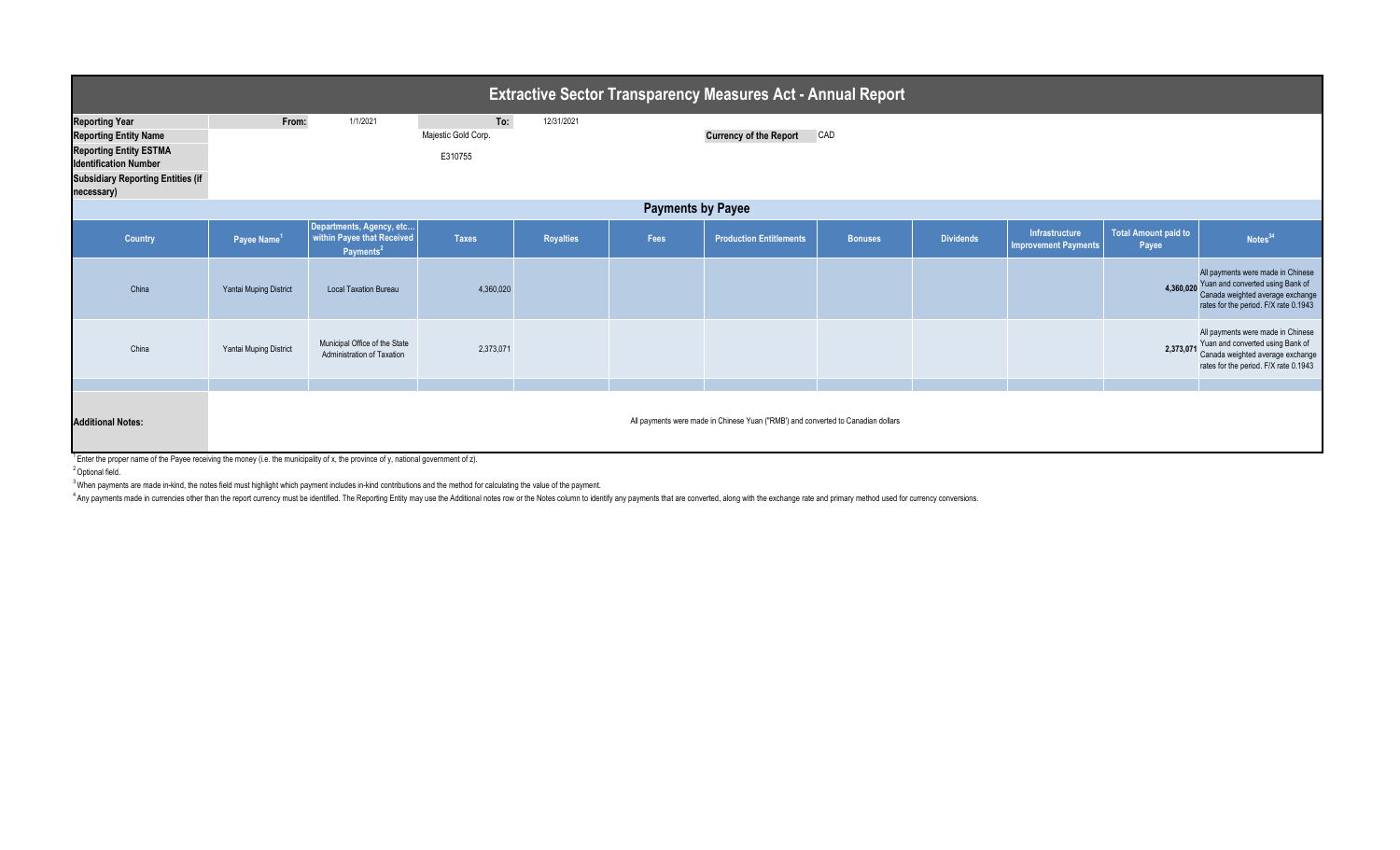# Extractive Sector Transparency Measures Act - Annual Report

| | | | | |
|---|---|---|---|---|
| **Reporting Year** | From: | 1/1/2021 | To: | 12/31/2021 |
| **Reporting Entity Name** | | Majestic Gold Corp. | **Currency of the Report** | CAD |
| **Reporting Entity ESTMA Identification Number** | | E310755 | | |
| **Subsidiary Reporting Entities (if necessary)** | | | | |

## Payments by Payee

| Country | Payee Name[1] | Departments, Agency, etc... within Payee that Received Payments[2] | Taxes | Royalties | Fees | Production Entitlements | Bonuses | Dividends | Infrastructure Improvement Payments | Total Amount paid to Payee | Notes[34] |
|---|---|---|---|---|---|---|---|---|---|---|---|
| China | Yantai Muping District | Local Taxation Bureau | 4,360,020 | | | | | | | 4,360,020 | All payments were made in Chinese Yuan and converted using Bank of Canada weighted average exchange rates for the period. F/X rate 0.1943 |
| China | Yantai Muping District | Municipal Office of the State Administration of Taxation | 2,373,071 | | | | | | | 2,373,071 | All payments were made in Chinese Yuan and converted using Bank of Canada weighted average exchange rates for the period. F/X rate 0.1943 |
| | | | | | | | | | | | |

**Additional Notes:** All payments were made in Chinese Yuan ("RMB") and converted to Canadian dollars

[1] Enter the proper name of the Payee receiving the money (i.e. the municipality of x, the province of y, national government of z).

[2] Optional field.

[3] When payments are made in-kind, the notes field must highlight which payment includes in-kind contributions and the method for calculating the value of the payment.

[4] Any payments made in currencies other than the report currency must be identified. The Reporting Entity may use the Additional notes row or the Notes column to identify any payments that are converted, along with the exchange rate and primary method used for currency conversions.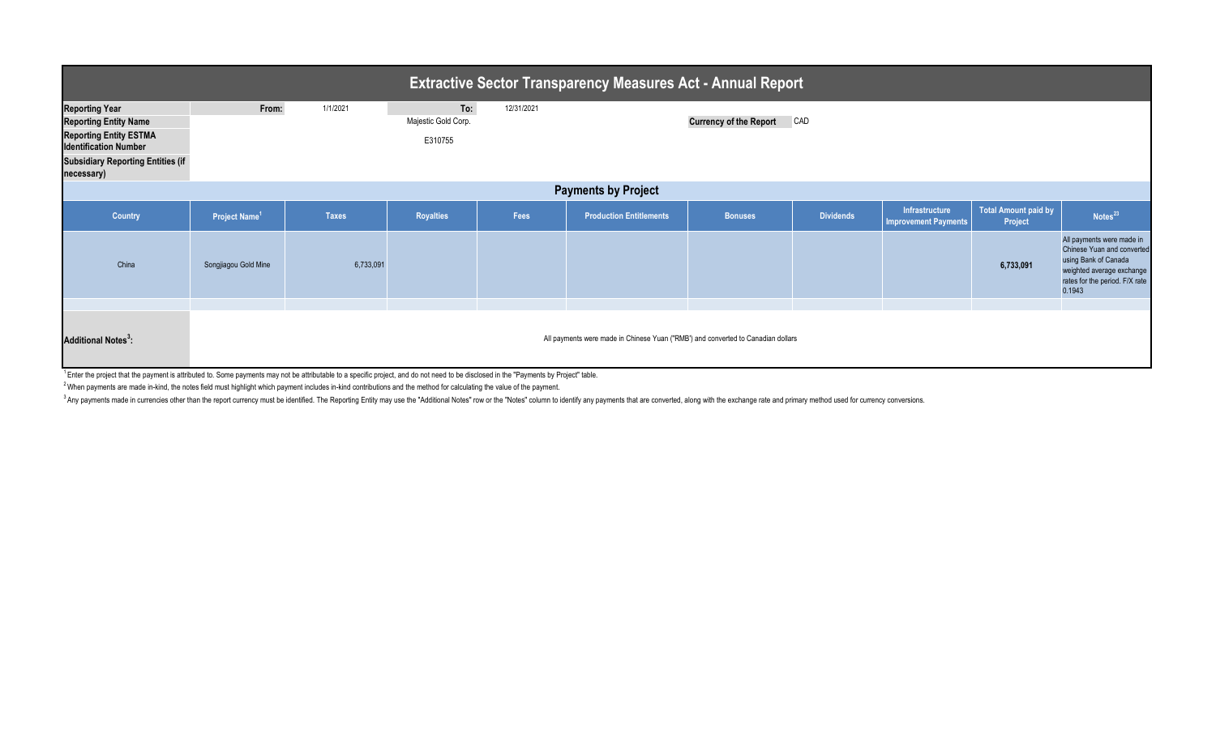# Extractive Sector Transparency Measures Act - Annual Report

| | | | | | |
|---|---|---|---|---|---|
| **Reporting Year** | From: | 1/1/2021 | To: | 12/31/2021 | |
| **Reporting Entity Name** | | | Majestic Gold Corp. | **Currency of the Report** | CAD |
| **Reporting Entity ESTMA Identification Number** | | | E310755 | | |
| **Subsidiary Reporting Entities (if necessary)** | | | | | |

## Payments by Project

| Country | Project Name[1] | Taxes | Royalties | Fees | Production Entitlements | Bonuses | Dividends | Infrastructure Improvement Payments | Total Amount paid by Project | Notes[23] |
|---|---|---|---|---|---|---|---|---|---|---|
| China | Songjiagou Gold Mine | 6,733,091 | | | | | | | **6,733,091** | All payments were made in Chinese Yuan and converted using Bank of Canada weighted average exchange rates for the period. F/X rate 0.1943 |
| | | | | | | | | | | |

**Additional Notes[3]:** All payments were made in Chinese Yuan ("RMB") and converted to Canadian dollars

[1] Enter the project that the payment is attributed to. Some payments may not be attributable to a specific project, and do not need to be disclosed in the "Payments by Project" table.

[2] When payments are made in-kind, the notes field must highlight which payment includes in-kind contributions and the method for calculating the value of the payment.

[3] Any payments made in currencies other than the report currency must be identified. The Reporting Entity may use the "Additional Notes" row or the "Notes" column to identify any payments that are converted, along with the exchange rate and primary method used for currency conversions.